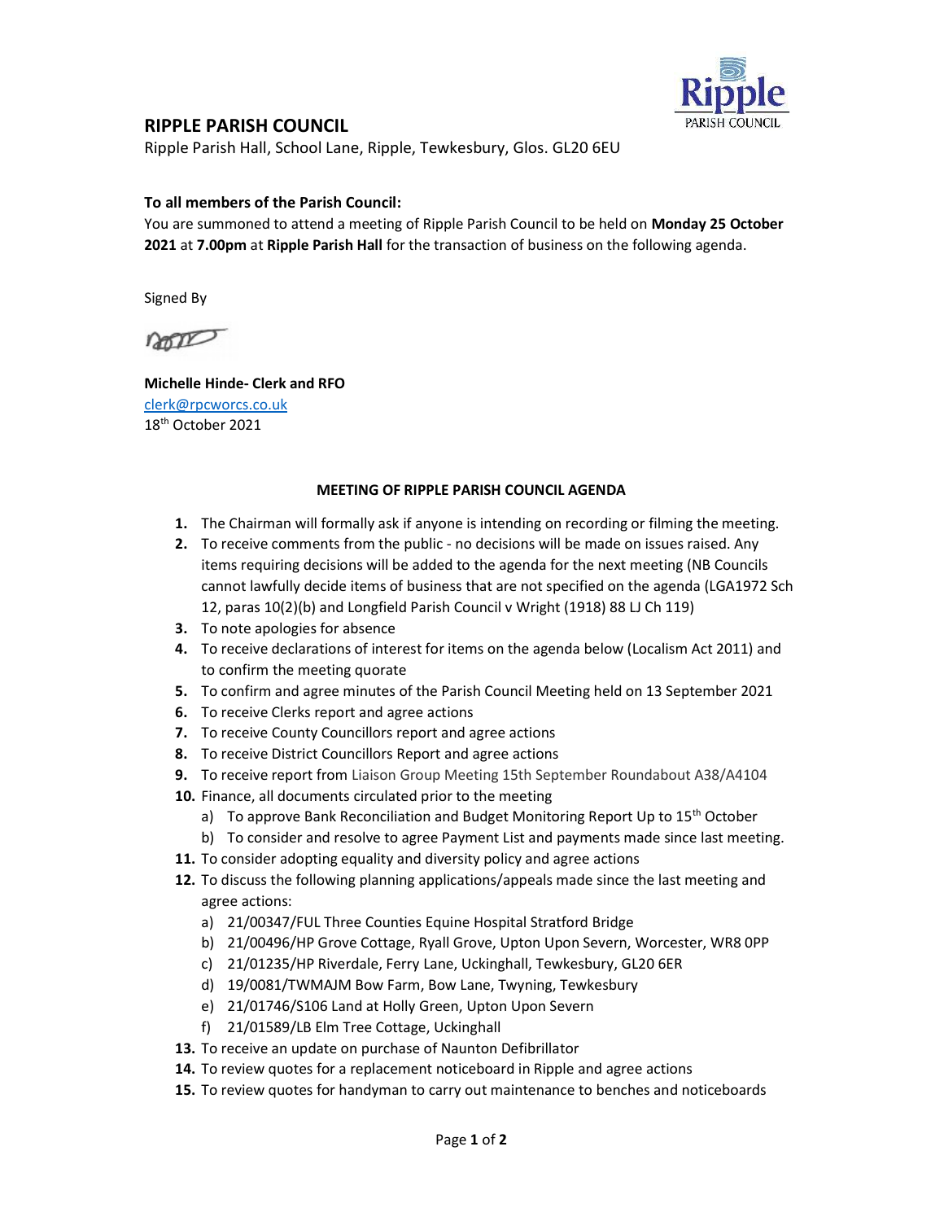# RIPPLE PARISH COUNCIL

Ripple Parish Hall, School Lane, Ripple, Tewkesbury, Glos. GL20 6EU

**To all members of the Parish Council:**

You are summoned to attend a meeting of Ripple Parish Council to be held on **Monday 25 October 2021** at **7.00pm** at **Ripple Parish Hall** for the transaction of business on the following agenda.

Signed By

**Michelle Hinde- Clerk and RFO**
clerk@rpcworcs.co.uk
18th October 2021

### MEETING OF RIPPLE PARISH COUNCIL AGENDA

1. The Chairman will formally ask if anyone is intending on recording or filming the meeting.
2. To receive comments from the public - no decisions will be made on issues raised. Any items requiring decisions will be added to the agenda for the next meeting (NB Councils cannot lawfully decide items of business that are not specified on the agenda (LGA1972 Sch 12, paras 10(2)(b) and Longfield Parish Council v Wright (1918) 88 LJ Ch 119)
3. To note apologies for absence
4. To receive declarations of interest for items on the agenda below (Localism Act 2011) and to confirm the meeting quorate
5. To confirm and agree minutes of the Parish Council Meeting held on 13 September 2021
6. To receive Clerks report and agree actions
7. To receive County Councillors report and agree actions
8. To receive District Councillors Report and agree actions
9. To receive report from Liaison Group Meeting 15th September Roundabout A38/A4104
10. Finance, all documents circulated prior to the meeting
    a) To approve Bank Reconciliation and Budget Monitoring Report Up to 15th October
    b) To consider and resolve to agree Payment List and payments made since last meeting.
11. To consider adopting equality and diversity policy and agree actions
12. To discuss the following planning applications/appeals made since the last meeting and agree actions:
    a) 21/00347/FUL Three Counties Equine Hospital Stratford Bridge
    b) 21/00496/HP Grove Cottage, Ryall Grove, Upton Upon Severn, Worcester, WR8 0PP
    c) 21/01235/HP Riverdale, Ferry Lane, Uckinghall, Tewkesbury, GL20 6ER
    d) 19/0081/TWMAJM Bow Farm, Bow Lane, Twyning, Tewkesbury
    e) 21/01746/S106 Land at Holly Green, Upton Upon Severn
    f) 21/01589/LB Elm Tree Cottage, Uckinghall
13. To receive an update on purchase of Naunton Defibrillator
14. To review quotes for a replacement noticeboard in Ripple and agree actions
15. To review quotes for handyman to carry out maintenance to benches and noticeboards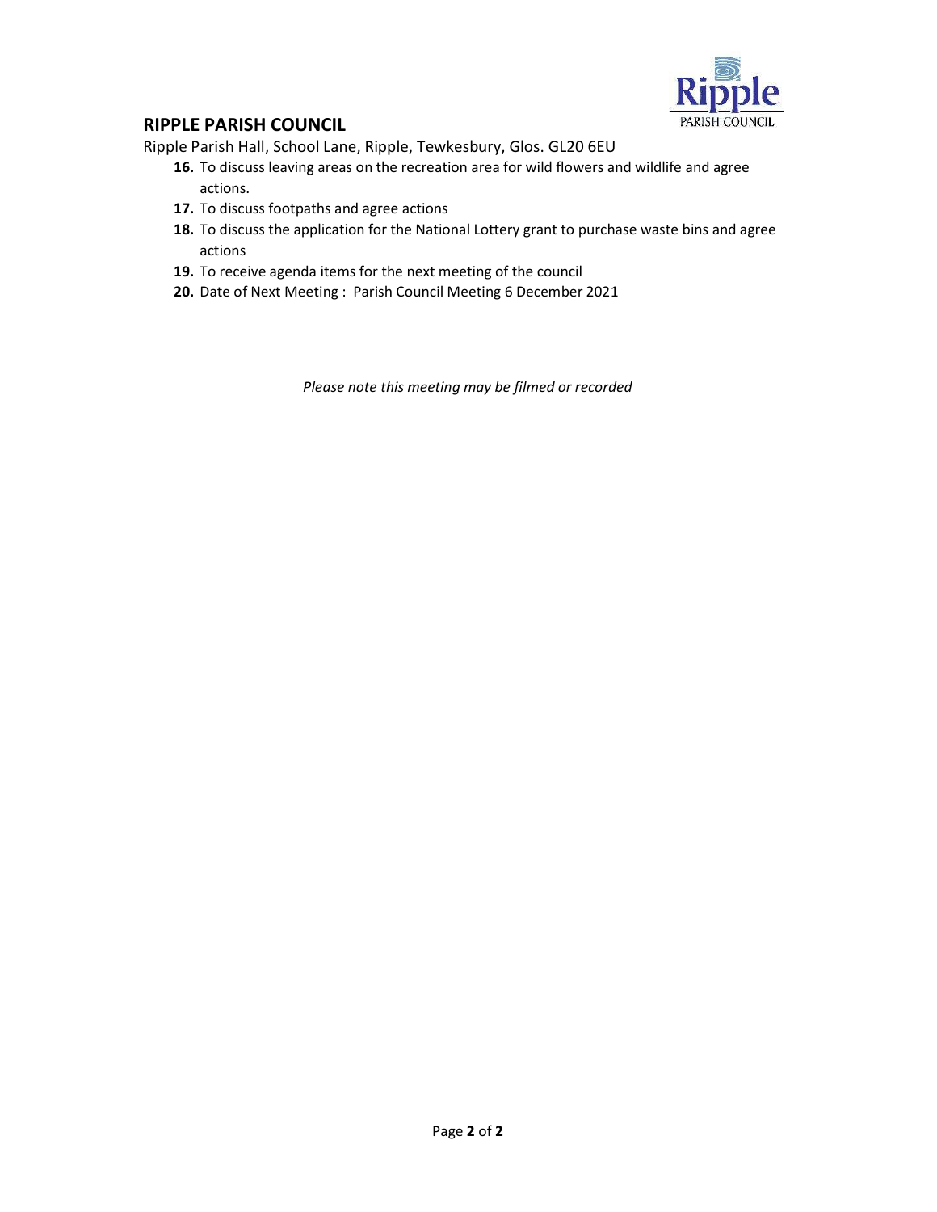## RIPPLE PARISH COUNCIL

Ripple Parish Hall, School Lane, Ripple, Tewkesbury, Glos. GL20 6EU

16. To discuss leaving areas on the recreation area for wild flowers and wildlife and agree actions.
17. To discuss footpaths and agree actions
18. To discuss the application for the National Lottery grant to purchase waste bins and agree actions
19. To receive agenda items for the next meeting of the council
20. Date of Next Meeting : Parish Council Meeting 6 December 2021

*Please note this meeting may be filmed or recorded*